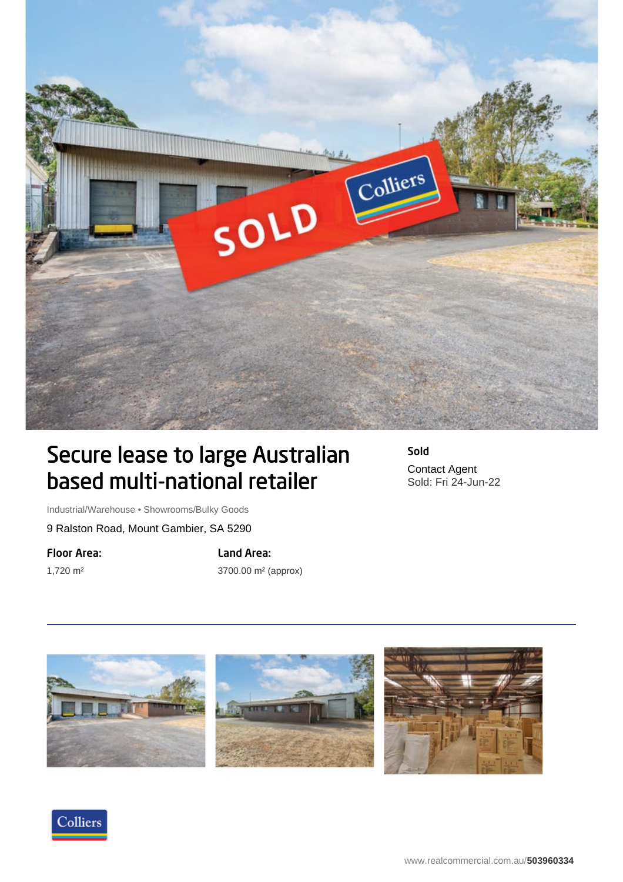# Secure lease to large Australian based multi-national retailer

Industrial/Warehouse • Showrooms/Bulky Goods

9 Ralston Road, Mount Gambier, SA 5290

**Floor Area:**

1,720 m²

**Land Area:**

3700.00 m² (approx)

**Sold**

Contact Agent

Sold: Fri 24-Jun-22

www.realcommercial.com.au/**503960334**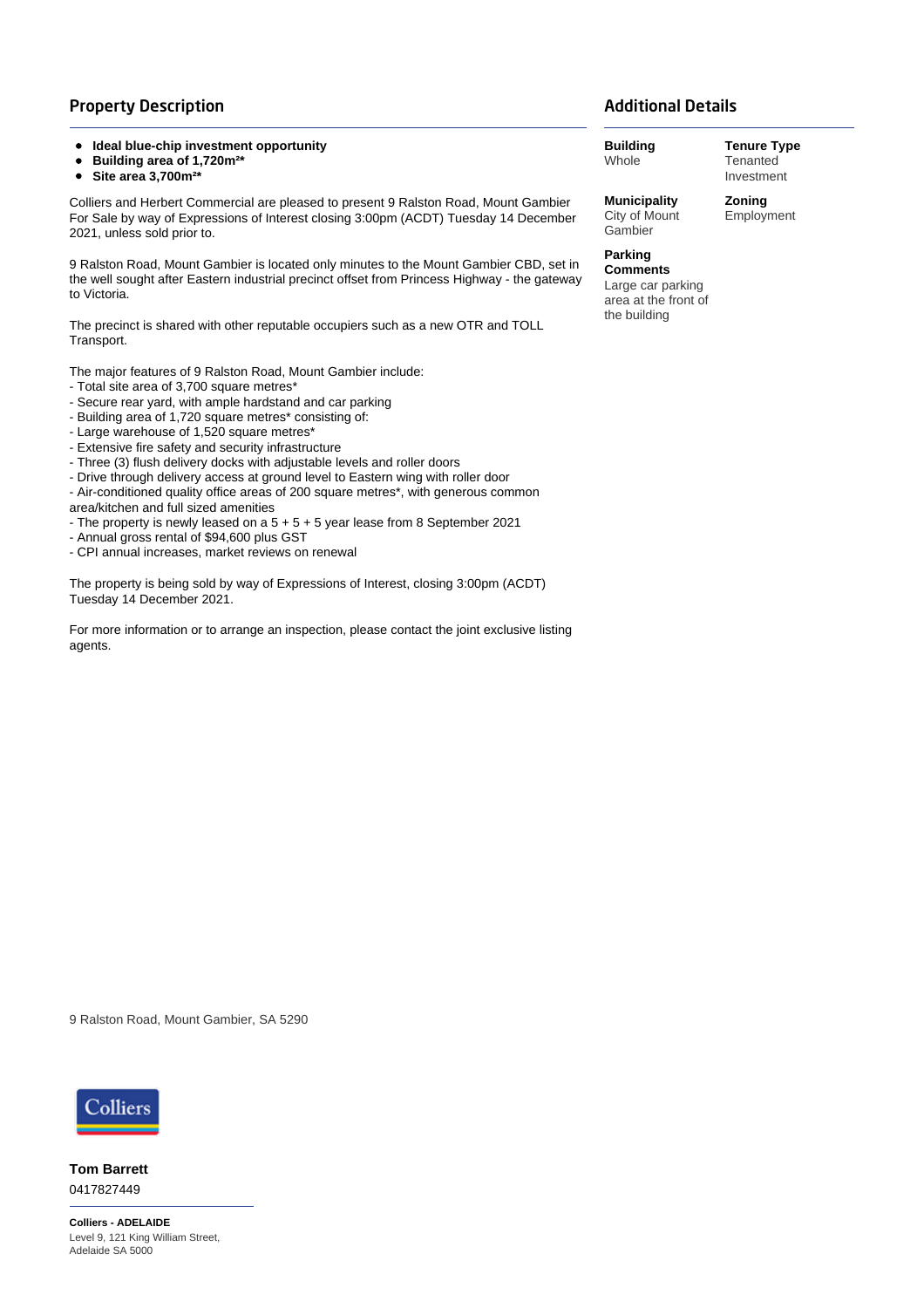## Property Description

- **Ideal blue-chip investment opportunity**
- **Building area of 1,720m²***
- **Site area 3,700m²***

Colliers and Herbert Commercial are pleased to present 9 Ralston Road, Mount Gambier For Sale by way of Expressions of Interest closing 3:00pm (ACDT) Tuesday 14 December 2021, unless sold prior to.

9 Ralston Road, Mount Gambier is located only minutes to the Mount Gambier CBD, set in the well sought after Eastern industrial precinct offset from Princess Highway - the gateway to Victoria.

The precinct is shared with other reputable occupiers such as a new OTR and TOLL Transport.

The major features of 9 Ralston Road, Mount Gambier include:
- Total site area of 3,700 square metres*
- Secure rear yard, with ample hardstand and car parking
- Building area of 1,720 square metres* consisting of:
- Large warehouse of 1,520 square metres*
- Extensive fire safety and security infrastructure
- Three (3) flush delivery docks with adjustable levels and roller doors
- Drive through delivery access at ground level to Eastern wing with roller door
- Air-conditioned quality office areas of 200 square metres*, with generous common area/kitchen and full sized amenities
- The property is newly leased on a 5 + 5 + 5 year lease from 8 September 2021
- Annual gross rental of $94,600 plus GST
- CPI annual increases, market reviews on renewal

The property is being sold by way of Expressions of Interest, closing 3:00pm (ACDT) Tuesday 14 December 2021.

For more information or to arrange an inspection, please contact the joint exclusive listing agents.

## Additional Details

**Building**
Whole

**Tenure Type**
Tenanted Investment

**Municipality**
City of Mount Gambier

**Zoning**
Employment

**Parking Comments**
Large car parking area at the front of the building

9 Ralston Road, Mount Gambier, SA 5290

Colliers

**Tom Barrett**
0417827449

**Colliers - ADELAIDE**
Level 9, 121 King William Street,
Adelaide SA 5000